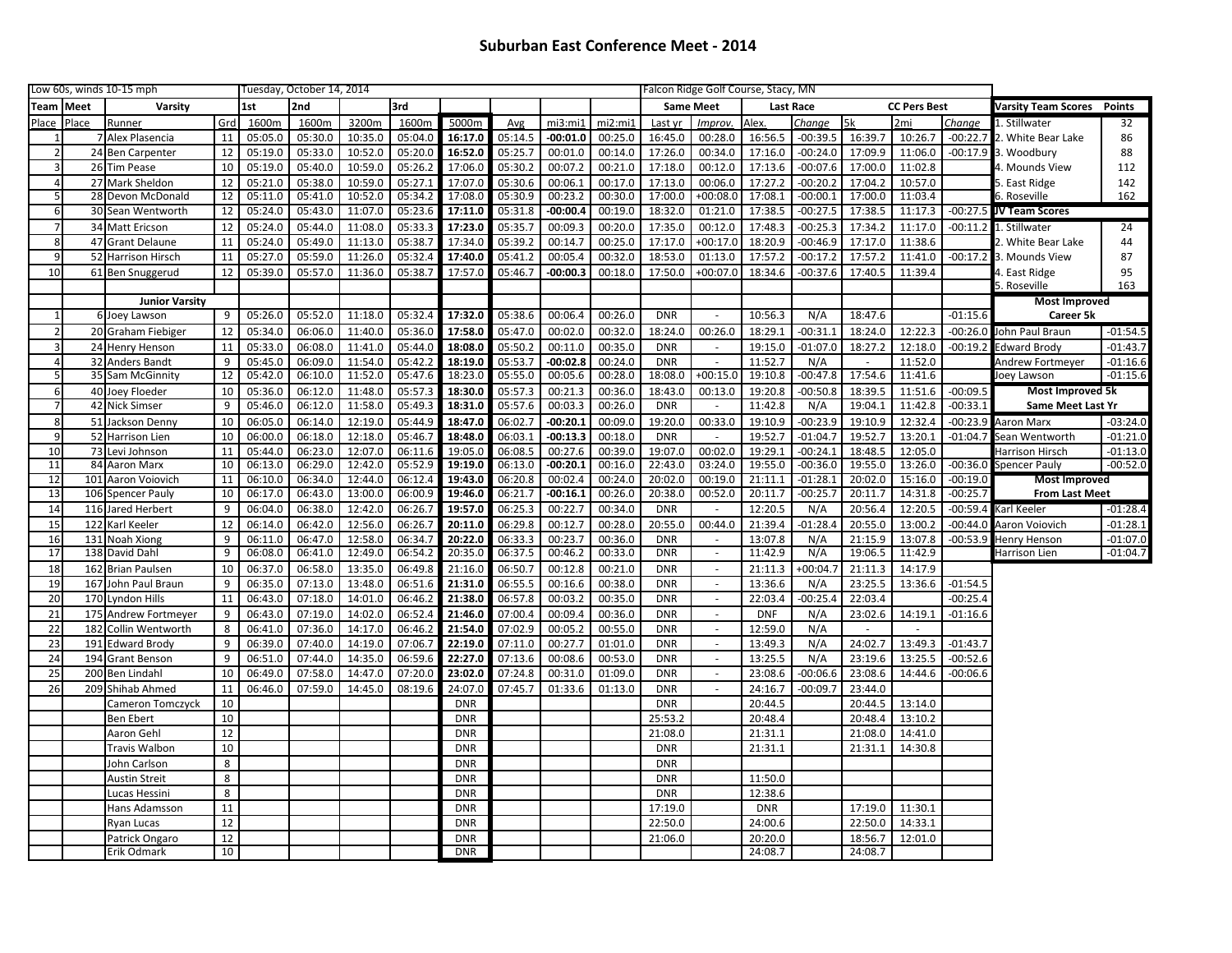# Suburban East Conference Meet - 2014

| Low 60s, winds 10-15 mph | | | | Tuesday, October 14, 2014 | | | | | | | | Falcon Ridge Golf Course, Stacy, MN | | | | | | |
|---|---|---|---|---|---|---|---|---|---|---|---|---|---|---|---|---|---|---|
| Team | Meet | Varsity | | 1st | 2nd | | 3rd | | | | | Same Meet | | Last Race | | CC Pers Best | | |
| Place | Place | Runner | Grd | 1600m | 1600m | 3200m | 1600m | 5000m | Avg | mi3:mi1 | mi2:mi1 | Last yr | *Improv.* | Alex. | *Change* | 5k | 2mi | *Change* |
| 1 | 7 | Alex Plasencia | 11 | 05:05.0 | 05:30.0 | 10:35.0 | 05:04.0 | **16:17.0** | 05:14.5 | **-00:01.0** | 00:25.0 | 16:45.0 | 00:28.0 | 16:56.5 | -00:39.5 | 16:39.7 | 10:26.7 | -00:22.7 |
| 2 | 24 | Ben Carpenter | 12 | 05:19.0 | 05:33.0 | 10:52.0 | 05:20.0 | **16:52.0** | 05:25.7 | 00:01.0 | 00:14.0 | 17:26.0 | 00:34.0 | 17:16.0 | -00:24.0 | 17:09.9 | 11:06.0 | -00:17.9 |
| 3 | 26 | Tim Pease | 10 | 05:19.0 | 05:40.0 | 10:59.0 | 05:26.2 | 17:06.0 | 05:30.2 | 00:07.2 | 00:21.0 | 17:18.0 | 00:12.0 | 17:13.6 | -00:07.6 | 17:00.0 | 11:02.8 | |
| 4 | 27 | Mark Sheldon | 12 | 05:21.0 | 05:38.0 | 10:59.0 | 05:27.1 | 17:07.0 | 05:30.6 | 00:06.1 | 00:17.0 | 17:13.0 | 00:06.0 | 17:27.2 | -00:20.2 | 17:04.2 | 10:57.0 | |
| 5 | 28 | Devon McDonald | 12 | 05:11.0 | 05:41.0 | 10:52.0 | 05:34.2 | 17:08.0 | 05:30.9 | 00:23.2 | 00:30.0 | 17:00.0 | +00:08.0 | 17:08.1 | -00:00.1 | 17:00.0 | 11:03.4 | |
| 6 | 30 | Sean Wentworth | 12 | 05:24.0 | 05:43.0 | 11:07.0 | 05:23.6 | **17:11.0** | 05:31.8 | **-00:00.4** | 00:19.0 | 18:32.0 | 01:21.0 | 17:38.5 | -00:27.5 | 17:38.5 | 11:17.3 | -00:27.5 |
| 7 | 34 | Matt Ericson | 12 | 05:24.0 | 05:44.0 | 11:08.0 | 05:33.3 | **17:23.0** | 05:35.7 | 00:09.3 | 00:20.0 | 17:35.0 | 00:12.0 | 17:48.3 | -00:25.3 | 17:34.2 | 11:17.0 | -00:11.2 |
| 8 | 47 | Grant Delaune | 11 | 05:24.0 | 05:49.0 | 11:13.0 | 05:38.7 | 17:34.0 | 05:39.2 | 00:14.7 | 00:25.0 | 17:17.0 | +00:17.0 | 18:20.9 | -00:46.9 | 17:17.0 | 11:38.6 | |
| 9 | 52 | Harrison Hirsch | 11 | 05:27.0 | 05:59.0 | 11:26.0 | 05:32.4 | **17:40.0** | 05:41.2 | 00:05.4 | 00:32.0 | 18:53.0 | 01:13.0 | 17:57.2 | -00:17.2 | 17:57.2 | 11:41.0 | -00:17.2 |
| 10 | 61 | Ben Snuggerud | 12 | 05:39.0 | 05:57.0 | 11:36.0 | 05:38.7 | 17:57.0 | 05:46.7 | **-00:00.3** | 00:18.0 | 17:50.0 | +00:07.0 | 18:34.6 | -00:37.6 | 17:40.5 | 11:39.4 | |
| | | **Junior Varsity** | | | | | | | | | | | | | | | | |
| 1 | 6 | Joey Lawson | 9 | 05:26.0 | 05:52.0 | 11:18.0 | 05:32.4 | **17:32.0** | 05:38.6 | 00:06.4 | 00:26.0 | DNR | - | 10:56.3 | N/A | 18:47.6 | | -01:15.6 |
| 2 | 20 | Graham Fiebiger | 12 | 05:34.0 | 06:06.0 | 11:40.0 | 05:36.0 | **17:58.0** | 05:47.0 | 00:02.0 | 00:32.0 | 18:24.0 | 00:26.0 | 18:29.1 | -00:31.1 | 18:24.0 | 12:22.3 | -00:26.0 |
| 3 | 24 | Henry Henson | 11 | 05:33.0 | 06:08.0 | 11:41.0 | 05:44.0 | **18:08.0** | 05:50.2 | 00:11.0 | 00:35.0 | DNR | - | 19:15.0 | -01:07.0 | 18:27.2 | 12:18.0 | -00:19.2 |
| 4 | 32 | Anders Bandt | 9 | 05:45.0 | 06:09.0 | 11:54.0 | 05:42.2 | **18:19.0** | 05:53.7 | **-00:02.8** | 00:24.0 | DNR | - | 11:52.7 | N/A | - | 11:52.0 | |
| 5 | 35 | Sam McGinnity | 12 | 05:42.0 | 06:10.0 | 11:52.0 | 05:47.6 | 18:23.0 | 05:55.0 | 00:05.6 | 00:28.0 | 18:08.0 | +00:15.0 | 19:10.8 | -00:47.8 | 17:54.6 | 11:41.6 | |
| 6 | 40 | Joey Floeder | 10 | 05:36.0 | 06:12.0 | 11:48.0 | 05:57.3 | **18:30.0** | 05:57.3 | 00:21.3 | 00:36.0 | 18:43.0 | 00:13.0 | 19:20.8 | -00:50.8 | 18:39.5 | 11:51.6 | -00:09.5 |
| 7 | 42 | Nick Simser | 9 | 05:46.0 | 06:12.0 | 11:58.0 | 05:49.3 | **18:31.0** | 05:57.6 | 00:03.3 | 00:26.0 | DNR | - | 11:42.8 | N/A | 19:04.1 | 11:42.8 | -00:33.1 |
| 8 | 51 | Jackson Denny | 10 | 06:05.0 | 06:14.0 | 12:19.0 | 05:44.9 | **18:47.0** | 06:02.7 | **-00:20.1** | 00:09.0 | 19:20.0 | 00:33.0 | 19:10.9 | -00:23.9 | 19:10.9 | 12:32.4 | -00:23.9 |
| 9 | 52 | Harrison Lien | 10 | 06:00.0 | 06:18.0 | 12:18.0 | 05:46.7 | **18:48.0** | 06:03.1 | **-00:13.3** | 00:18.0 | DNR | - | 19:52.7 | -01:04.7 | 19:52.7 | 13:20.1 | -01:04.7 |
| 10 | 73 | Levi Johnson | 11 | 05:44.0 | 06:23.0 | 12:07.0 | 06:11.6 | 19:05.0 | 06:08.5 | 00:27.6 | 00:39.0 | 19:07.0 | 00:02.0 | 19:29.1 | -00:24.1 | 18:48.5 | 12:05.0 | |
| 11 | 84 | Aaron Marx | 10 | 06:13.0 | 06:29.0 | 12:42.0 | 05:52.9 | **19:19.0** | 06:13.0 | **-00:20.1** | 00:16.0 | 22:43.0 | 03:24.0 | 19:55.0 | -00:36.0 | 19:55.0 | 13:26.0 | -00:36.0 |
| 12 | 101 | Aaron Voiovich | 12 | 06:10.0 | 06:34.0 | 12:44.0 | 06:12.4 | **19:43.0** | 06:20.8 | 00:02.4 | 00:24.0 | 20:02.0 | 00:19.0 | 21:11.1 | -01:28.1 | 20:02.0 | 15:16.0 | -00:19.0 |
| 13 | 106 | Spencer Pauly | 10 | 06:17.0 | 06:43.0 | 13:00.0 | 06:00.9 | **19:46.0** | 06:21.7 | **-00:16.1** | 00:26.0 | 20:38.0 | 00:52.0 | 20:11.7 | -00:25.7 | 20:11.7 | 14:31.8 | -00:25.7 |
| 14 | 116 | Jared Herbert | 9 | 06:04.0 | 06:38.0 | 12:42.0 | 06:26.7 | **19:57.0** | 06:25.3 | 00:22.7 | 00:34.0 | DNR | - | 12:20.5 | N/A | 20:56.4 | 12:20.5 | -00:59.4 |
| 15 | 122 | Karl Keeler | 12 | 06:14.0 | 06:42.0 | 12:56.0 | 06:26.7 | **20:11.0** | 06:29.8 | 00:12.7 | 00:28.0 | 20:55.0 | 00:44.0 | 21:39.4 | -01:28.4 | 20:55.0 | 13:00.2 | -00:44.0 |
| 16 | 131 | Noah Xiong | 9 | 06:11.0 | 06:47.0 | 12:58.0 | 06:34.7 | **20:22.0** | 06:33.3 | 00:23.7 | 00:36.0 | DNR | - | 13:07.8 | N/A | 21:15.9 | 13:07.8 | -00:53.9 |
| 17 | 138 | David Dahl | 9 | 06:08.0 | 06:41.0 | 12:49.0 | 06:54.2 | 20:35.0 | 06:37.5 | 00:46.2 | 00:33.0 | DNR | - | 11:42.9 | N/A | 19:06.5 | 11:42.9 | |
| 18 | 162 | Brian Paulsen | 10 | 06:37.0 | 06:58.0 | 13:35.0 | 06:49.8 | 21:16.0 | 06:50.7 | 00:12.8 | 00:21.0 | DNR | - | 21:11.3 | +00:04.7 | 21:11.3 | 14:17.9 | |
| 19 | 167 | John Paul Braun | 9 | 06:35.0 | 07:13.0 | 13:48.0 | 06:51.6 | **21:31.0** | 06:55.5 | 00:16.6 | 00:38.0 | DNR | - | 13:36.6 | N/A | 23:25.5 | 13:36.6 | -01:54.5 |
| 20 | 170 | Lyndon Hills | 11 | 06:43.0 | 07:18.0 | 14:01.0 | 06:46.2 | **21:38.0** | 06:57.8 | 00:03.2 | 00:35.0 | DNR | - | 22:03.4 | -00:25.4 | 22:03.4 | | -00:25.4 |
| 21 | 175 | Andrew Fortmeyer | 9 | 06:43.0 | 07:19.0 | 14:02.0 | 06:52.4 | **21:46.0** | 07:00.4 | 00:09.4 | 00:36.0 | DNR | - | DNF | N/A | 23:02.6 | 14:19.1 | -01:16.6 |
| 22 | 182 | Collin Wentworth | 8 | 06:41.0 | 07:36.0 | 14:17.0 | 06:46.2 | **21:54.0** | 07:02.9 | 00:05.2 | 00:55.0 | DNR | - | 12:59.0 | N/A | - | - | |
| 23 | 191 | Edward Brody | 9 | 06:39.0 | 07:40.0 | 14:19.0 | 07:06.7 | **22:19.0** | 07:11.0 | 00:27.7 | 01:01.0 | DNR | - | 13:49.3 | N/A | 24:02.7 | 13:49.3 | -01:43.7 |
| 24 | 194 | Grant Benson | 9 | 06:51.0 | 07:44.0 | 14:35.0 | 06:59.6 | **22:27.0** | 07:13.6 | 00:08.6 | 00:53.0 | DNR | - | 13:25.5 | N/A | 23:19.6 | 13:25.5 | -00:52.6 |
| 25 | 200 | Ben Lindahl | 10 | 06:49.0 | 07:58.0 | 14:47.0 | 07:20.0 | **23:02.0** | 07:24.8 | 00:31.0 | 01:09.0 | DNR | - | 23:08.6 | -00:06.6 | 23:08.6 | 14:44.6 | -00:06.6 |
| 26 | 209 | Shihab Ahmed | 11 | 06:46.0 | 07:59.0 | 14:45.0 | 08:19.6 | 24:07.0 | 07:45.7 | 01:33.6 | 01:13.0 | DNR | - | 24:16.7 | -00:09.7 | 23:44.0 | | |
| | | Cameron Tomczyck | 10 | | | | | DNR | | | | DNR | | 20:44.5 | | 20:44.5 | 13:14.0 | |
| | | Ben Ebert | 10 | | | | | DNR | | | | 25:53.2 | | 20:48.4 | | 20:48.4 | 13:10.2 | |
| | | Aaron Gehl | 12 | | | | | DNR | | | | 21:08.0 | | 21:31.1 | | 21:08.0 | 14:41.0 | |
| | | Travis Walbon | 10 | | | | | DNR | | | | DNR | | 21:31.1 | | 21:31.1 | 14:30.8 | |
| | | John Carlson | 8 | | | | | DNR | | | | DNR | | | | | | |
| | | Austin Streit | 8 | | | | | DNR | | | | DNR | | 11:50.0 | | | | |
| | | Lucas Hessini | 8 | | | | | DNR | | | | DNR | | 12:38.6 | | | | |
| | | Hans Adamsson | 11 | | | | | DNR | | | | 17:19.0 | | DNR | | 17:19.0 | 11:30.1 | |
| | | Ryan Lucas | 12 | | | | | DNR | | | | 22:50.0 | | 24:00.6 | | 22:50.0 | 14:33.1 | |
| | | Patrick Ongaro | 12 | | | | | DNR | | | | 21:06.0 | | 20:20.0 | | 18:56.7 | 12:01.0 | |
| | | Erik Odmark | 10 | | | | | DNR | | | | | | 24:08.7 | | 24:08.7 | | |

| Varsity Team Scores | Points |
|---|---|
| 1. Stillwater | 32 |
| 2. White Bear Lake | 86 |
| 3. Woodbury | 88 |
| 4. Mounds View | 112 |
| 5. East Ridge | 142 |
| 6. Roseville | 162 |
| **JV Team Scores** | |
| 1. Stillwater | 24 |
| 2. White Bear Lake | 44 |
| 3. Mounds View | 87 |
| 4. East Ridge | 95 |
| 5. Roseville | 163 |
| **Most Improved Career 5k** | |
| John Paul Braun | -01:54.5 |
| Edward Brody | -01:43.7 |
| Andrew Fortmeyer | -01:16.6 |
| Joey Lawson | -01:15.6 |
| **Most Improved 5k Same Meet Last Yr** | |
| Aaron Marx | -03:24.0 |
| Sean Wentworth | -01:21.0 |
| Harrison Hirsch | -01:13.0 |
| Spencer Pauly | -00:52.0 |
| **Most Improved From Last Meet** | |
| Karl Keeler | -01:28.4 |
| Aaron Voiovich | -01:28.1 |
| Henry Henson | -01:07.0 |
| Harrison Lien | -01:04.7 |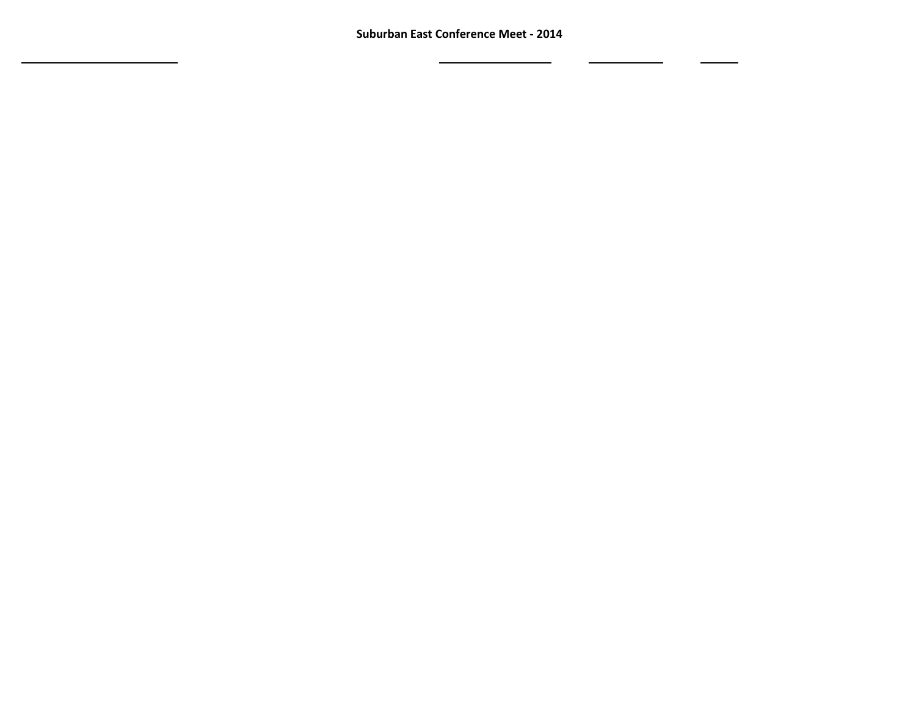**Suburban East Conference Meet - 2014**